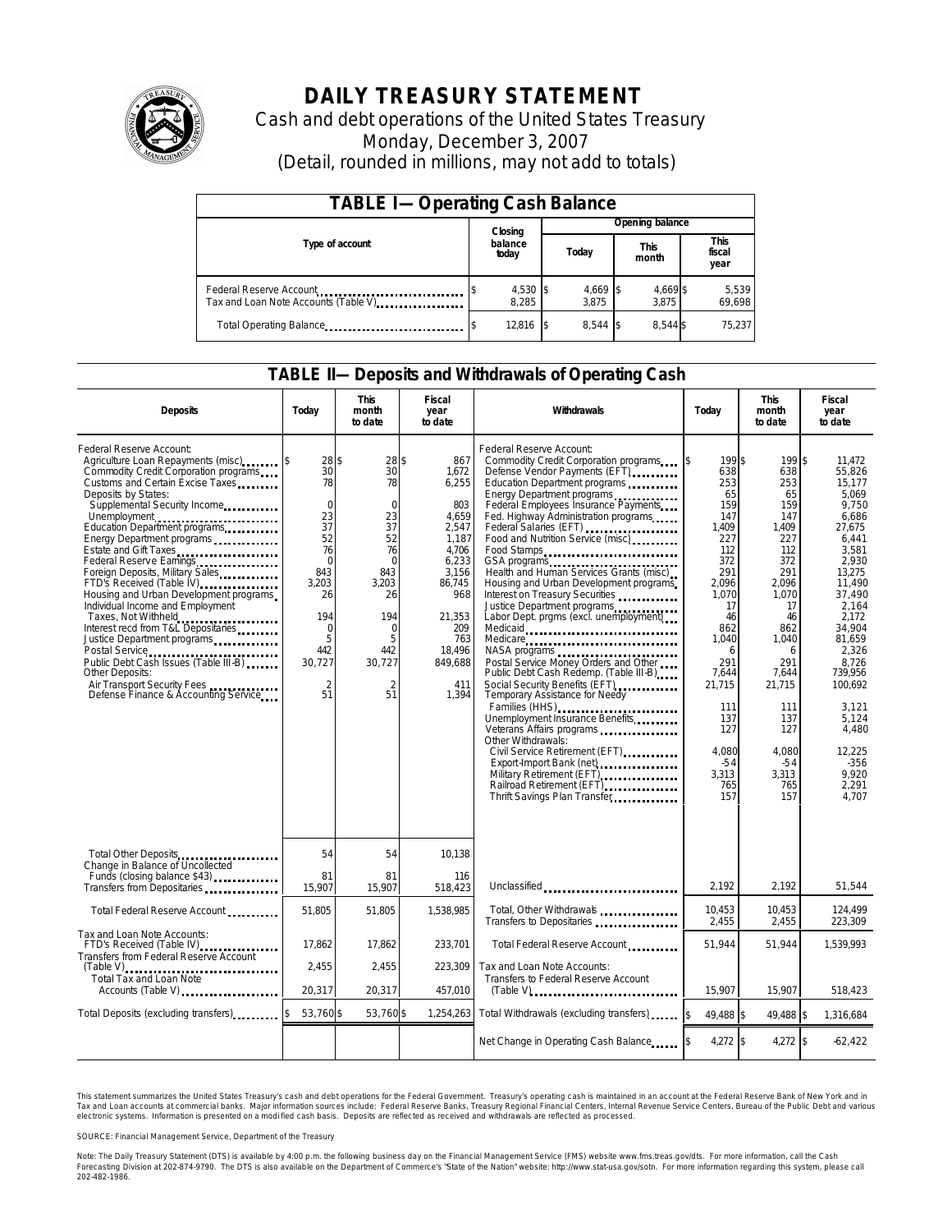# DAILY TREASURY STATEMENT

Cash and debt operations of the United States Treasury

Monday, December 3, 2007

(Detail, rounded in millions, may not add to totals)

| TABLE I—Operating Cash Balance | | | | |
|---|---|---|---|---|
| Type of account | Closing balance today | Opening balance | | |
| | | Today | This month | This fiscal year |
| Federal Reserve Account | $ 4,530 | $ 4,669 | $ 4,669 | $ 5,539 |
| Tax and Loan Note Accounts (Table V) | 8,285 | 3,875 | 3,875 | 69,698 |
| Total Operating Balance | $ 12,816 | $ 8,544 | $ 8,544 | $ 75,237 |

## TABLE II—Deposits and Withdrawals of Operating Cash

| Deposits | Today | This month to date | Fiscal year to date | Withdrawals | Today | This month to date | Fiscal year to date |
|---|---|---|---|---|---|---|---|
| Federal Reserve Account: | | | | Federal Reserve Account: | | | |
| Agriculture Loan Repayments (misc) | $ 28 | $ 28 | $ 867 | Commodity Credit Corporation programs | $ 199 | $ 199 | $ 11,472 |
| Commodity Credit Corporation programs | 30 | 30 | 1,672 | Defense Vendor Payments (EFT) | 638 | 638 | 55,826 |
| Customs and Certain Excise Taxes | 78 | 78 | 6,255 | Education Department programs | 253 | 253 | 15,177 |
| Deposits by States: | | | | Energy Department programs | 65 | 65 | 5,069 |
| Supplemental Security Income | 0 | 0 | 803 | Federal Employees Insurance Payments | 159 | 159 | 9,750 |
| Unemployment | 23 | 23 | 4,659 | Fed. Highway Administration programs | 147 | 147 | 6,686 |
| Education Department programs | 37 | 37 | 2,547 | Federal Salaries (EFT) | 1,409 | 1,409 | 27,675 |
| Energy Department programs | 52 | 52 | 1,187 | Food and Nutrition Service (misc) | 227 | 227 | 6,441 |
| Estate and Gift Taxes | 76 | 76 | 4,706 | Food Stamps | 112 | 112 | 3,581 |
| Federal Reserve Earnings | 0 | 0 | 6,233 | GSA programs | 372 | 372 | 2,930 |
| Foreign Deposits, Military Sales | 843 | 843 | 3,156 | Health and Human Services Grants (misc) | 291 | 291 | 13,275 |
| FTD's Received (Table IV) | 3,203 | 3,203 | 86,745 | Housing and Urban Development programs | 2,096 | 2,096 | 11,490 |
| Housing and Urban Development programs | 26 | 26 | 968 | Interest on Treasury Securities | 1,070 | 1,070 | 37,490 |
| Individual Income and Employment Taxes, Not Withheld | 194 | 194 | 21,353 | Justice Department programs | 17 | 17 | 2,164 |
| Interest recd from T&L Depositaries | 0 | 0 | 209 | Labor Dept. prgms (excl. unemployment) | 46 | 46 | 2,172 |
| Justice Department programs | 5 | 5 | 763 | Medicaid | 862 | 862 | 34,904 |
| Postal Service | 442 | 442 | 18,496 | Medicare | 1,040 | 1,040 | 81,659 |
| Public Debt Cash Issues (Table III-B) | 30,727 | 30,727 | 849,688 | NASA programs | 6 | 6 | 2,326 |
| Other Deposits: | | | | Postal Service Money Orders and Other | 291 | 291 | 8,726 |
| Air Transport Security Fees | 2 | 2 | 411 | Public Debt Cash Redemp. (Table III-B) | 7,644 | 7,644 | 739,956 |
| Defense Finance & Accounting Service | 51 | 51 | 1,394 | Social Security Benefits (EFT) | 21,715 | 21,715 | 100,692 |
| | | | | Temporary Assistance for Needy Families (HHS) | 111 | 111 | 3,121 |
| | | | | Unemployment Insurance Benefits | 137 | 137 | 5,124 |
| | | | | Veterans Affairs programs | 127 | 127 | 4,480 |
| | | | | Other Withdrawals: | | | |
| | | | | Civil Service Retirement (EFT) | 4,080 | 4,080 | 12,225 |
| | | | | Export-Import Bank (net) | -54 | -54 | -356 |
| | | | | Military Retirement (EFT) | 3,313 | 3,313 | 9,920 |
| | | | | Railroad Retirement (EFT) | 765 | 765 | 2,291 |
| | | | | Thrift Savings Plan Transfer | 157 | 157 | 4,707 |
| Total Other Deposits | 54 | 54 | 10,138 | | | | |
| Change in Balance of Uncollected Funds (closing balance $43) | 81 | 81 | 116 | | | | |
| Transfers from Depositaries | 15,907 | 15,907 | 518,423 | Unclassified | 2,192 | 2,192 | 51,544 |
| Total Federal Reserve Account | 51,805 | 51,805 | 1,538,985 | Total, Other Withdrawals | 10,453 | 10,453 | 124,499 |
| | | | | Transfers to Depositaries | 2,455 | 2,455 | 223,309 |
| Tax and Loan Note Accounts: | | | | | | | |
| FTD's Received (Table IV) | 17,862 | 17,862 | 233,701 | Total Federal Reserve Account | 51,944 | 51,944 | 1,539,993 |
| Transfers from Federal Reserve Account (Table V) | 2,455 | 2,455 | 223,309 | Tax and Loan Note Accounts: | | | |
| Total Tax and Loan Note Accounts (Table V) | 20,317 | 20,317 | 457,010 | Transfers to Federal Reserve Account (Table V) | 15,907 | 15,907 | 518,423 |
| Total Deposits (excluding transfers) | $ 53,760 | $ 53,760 | $ 1,254,263 | Total Withdrawals (excluding transfers) | $ 49,488 | $ 49,488 | $ 1,316,684 |
| | | | | Net Change in Operating Cash Balance | $ 4,272 | $ 4,272 | $ -62,422 |

This statement summarizes the United States Treasury's cash and debt operations for the Federal Government. Treasury's operating cash is maintained in an account at the Federal Reserve Bank of New York and in Tax and Loan accounts at commercial banks. Major information sources include: Federal Reserve Banks, Treasury Regional Financial Centers, Internal Revenue Service Centers, Bureau of the Public Debt and various electronic systems. Information is presented on a modified cash basis. Deposits are reflected as received and withdrawals are reflected as processed.

SOURCE: Financial Management Service, Department of the Treasury

Note: The Daily Treasury Statement (DTS) is available by 4:00 p.m. the following business day on the Financial Management Service (FMS) website www.fms.treas.gov/dts. For more information, call the Cash Forecasting Division at 202-874-9790. The DTS is also available on the Department of Commerce's "State of the Nation" website: http://www.stat-usa.gov/sotn. For more information regarding this system, please call 202-482-1986.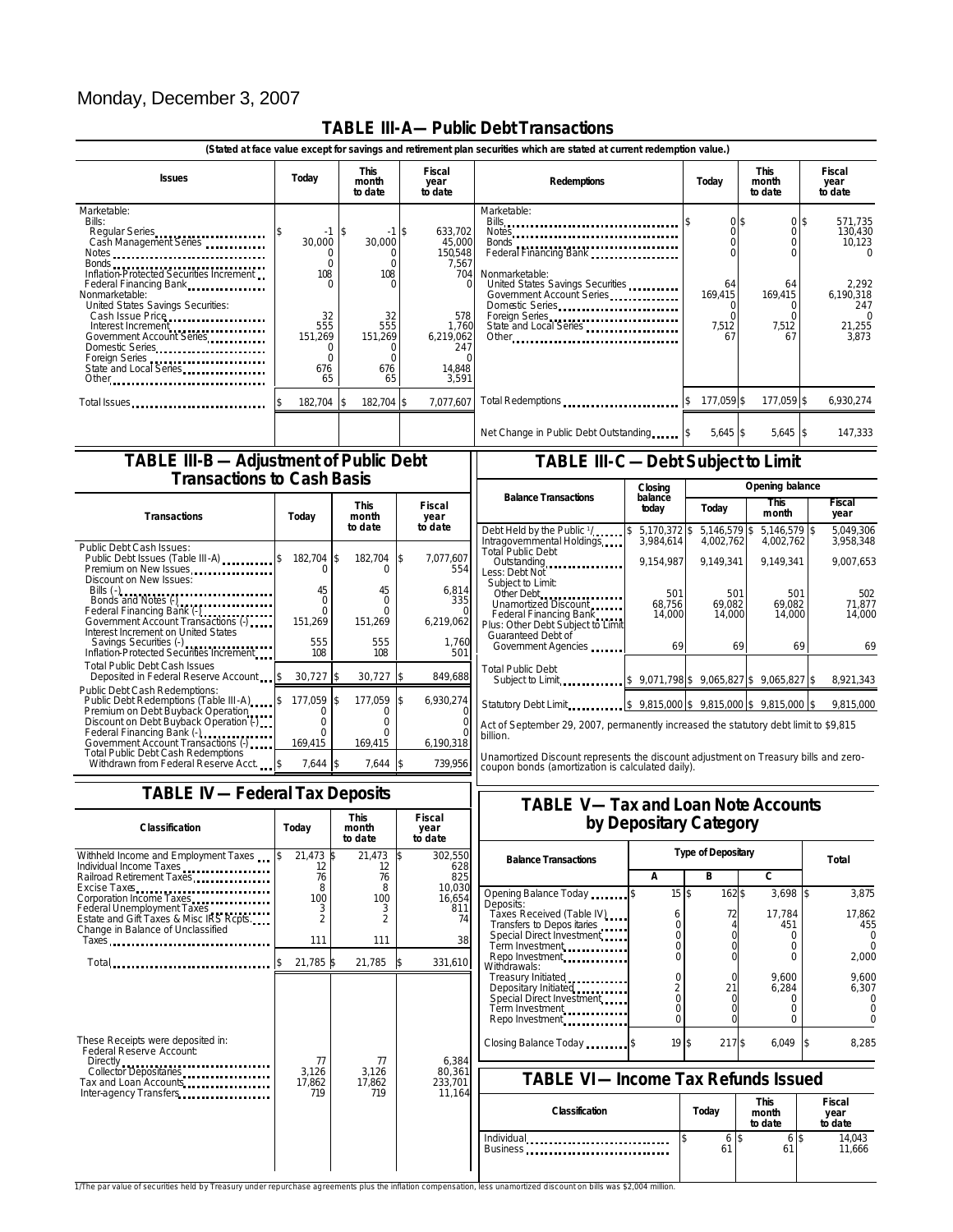Monday, December 3, 2007

## TABLE III-A — Public Debt Transactions

(Stated at face value except for savings and retirement plan securities which are stated at current redemption value.)

| Issues | Today | This month to date | Fiscal year to date | Redemptions | Today | This month to date | Fiscal year to date |
|---|---|---|---|---|---|---|---|
| Marketable: | | | | Marketable: | | | |
| Bills: | | | | Bills | $ 0 | $ 0 | $ 571,735 |
| Regular Series | $ -1 | $ -1 | $ 633,702 | Notes | 0 | 0 | 130,430 |
| Cash Management Series | 30,000 | 30,000 | 45,000 | Bonds | 0 | 0 | 10,123 |
| Notes | 0 | 0 | 150,548 | Federal Financing Bank | 0 | 0 | 0 |
| Bonds | 0 | 0 | 7,567 | | | | |
| Inflation-Protected Securities Increment | 108 | 108 | 704 | Nonmarketable: | | | |
| Federal Financing Bank | 0 | 0 | 0 | United States Savings Securities | 64 | 64 | 2,292 |
| Nonmarketable: | | | | Government Account Series | 169,415 | 169,415 | 6,190,318 |
| United States Savings Securities: | | | | Domestic Series | 0 | 0 | 247 |
| Cash Issue Price | 32 | 32 | 578 | Foreign Series | 0 | 0 | 0 |
| Interest Increment | 555 | 555 | 1,760 | State and Local Series | 7,512 | 7,512 | 21,255 |
| Government Account Series | 151,269 | 151,269 | 6,219,062 | Other | 67 | 67 | 3,873 |
| Domestic Series | 0 | 0 | 247 | | | | |
| Foreign Series | 0 | 0 | 0 | | | | |
| State and Local Series | 676 | 676 | 14,848 | | | | |
| Other | 65 | 65 | 3,591 | | | | |
| Total Issues | $ 182,704 | $ 182,704 | $ 7,077,607 | Total Redemptions | $ 177,059 | $ 177,059 | $ 6,930,274 |
| | | | | Net Change in Public Debt Outstanding | $ 5,645 | $ 5,645 | $ 147,333 |

## TABLE III-B — Adjustment of Public Debt Transactions to Cash Basis

| Transactions | Today | This month to date | Fiscal year to date |
|---|---|---|---|
| Public Debt Cash Issues: | | | |
| Public Debt Issues (Table III-A) | $ 182,704 | $ 182,704 | $ 7,077,607 |
| Premium on New Issues | 0 | 0 | 554 |
| Discount on New Issues: | | | |
| Bills (-) | 45 | 45 | 6,814 |
| Bonds and Notes (-) | 0 | 0 | 335 |
| Federal Financing Bank (-) | 0 | 0 | 0 |
| Government Account Transactions (-) | 151,269 | 151,269 | 6,219,062 |
| Interest Increment on United States Savings Securities (-) | 555 | 555 | 1,760 |
| Inflation-Protected Securities Increment | 108 | 108 | 501 |
| Total Public Debt Cash Issues Deposited in Federal Reserve Account | $ 30,727 | $ 30,727 | $ 849,688 |
| Public Debt Cash Redemptions: | | | |
| Public Debt Redemptions (Table III-A) | $ 177,059 | $ 177,059 | $ 6,930,274 |
| Premium on Debt Buyback Operation | 0 | 0 | 0 |
| Discount on Debt Buyback Operation (-) | 0 | 0 | 0 |
| Federal Financing Bank (-) | 0 | 0 | 0 |
| Government Account Transactions (-) | 169,415 | 169,415 | 6,190,318 |
| Total Public Debt Cash Redemptions Withdrawn from Federal Reserve Acct. | $ 7,644 | $ 7,644 | $ 739,956 |

## TABLE III-C — Debt Subject to Limit

| Balance Transactions | Closing balance today | Opening balance Today | Opening balance This month | Opening balance Fiscal year |
|---|---|---|---|---|
| Debt Held by the Public 1/ | $ 5,170,372 | $ 5,146,579 | $ 5,146,579 | $ 5,049,306 |
| Intragovernmental Holdings | 3,984,614 | 4,002,762 | 4,002,762 | 3,958,348 |
| Total Public Debt Outstanding | 9,154,987 | 9,149,341 | 9,149,341 | 9,007,653 |
| Less: Debt Not Subject to Limit: | | | | |
| Other Debt | 501 | 501 | 501 | 502 |
| Unamortized Discount | 68,756 | 69,082 | 69,082 | 71,877 |
| Federal Financing Bank | 14,000 | 14,000 | 14,000 | 14,000 |
| Plus: Other Debt Subject to Limit | | | | |
| Guaranteed Debt of Government Agencies | 69 | 69 | 69 | 69 |
| Total Public Debt Subject to Limit | $ 9,071,798 | $ 9,065,827 | $ 9,065,827 | $ 8,921,343 |
| Statutory Debt Limit | $ 9,815,000 | $ 9,815,000 | $ 9,815,000 | $ 9,815,000 |

Act of September 29, 2007, permanently increased the statutory debt limit to $9,815 billion.

Unamortized Discount represents the discount adjustment on Treasury bills and zero-coupon bonds (amortization is calculated daily).

## TABLE IV — Federal Tax Deposits

| Classification | Today | This month to date | Fiscal year to date |
|---|---|---|---|
| Withheld Income and Employment Taxes | $ 21,473 | $ 21,473 | $ 302,550 |
| Individual Income Taxes | 12 | 12 | 628 |
| Railroad Retirement Taxes | 76 | 76 | 825 |
| Excise Taxes | 8 | 8 | 10,030 |
| Corporation Income Taxes | 100 | 100 | 16,654 |
| Federal Unemployment Taxes | 3 | 3 | 811 |
| Estate and Gift Taxes & Misc IRS Rcpts. | 2 | 2 | 74 |
| Change in Balance of Unclassified Taxes | 111 | 111 | 38 |
| Total | $ 21,785 | $ 21,785 | $ 331,610 |
| These Receipts were deposited in: | | | |
| Federal Reserve Account: | | | |
| Directly | 77 | 77 | 6,384 |
| Collector Depositaries | 3,126 | 3,126 | 80,361 |
| Tax and Loan Accounts | 17,862 | 17,862 | 233,701 |
| Inter-agency Transfers | 719 | 719 | 11,164 |

## TABLE V — Tax and Loan Note Accounts by Depositary Category

| Balance Transactions | Type of Depositary A | B | C | Total |
|---|---|---|---|---|
| Opening Balance Today | $ 15 | $ 162 | $ 3,698 | $ 3,875 |
| Deposits: | | | | |
| Taxes Received (Table IV) | 6 | 72 | 17,784 | 17,862 |
| Transfers to Depositaries | 0 | 4 | 451 | 455 |
| Special Direct Investment | 0 | 0 | 0 | 0 |
| Term Investment | 0 | 0 | 0 | 0 |
| Repo Investment | 0 | 0 | 0 | 2,000 |
| Withdrawals: | | | | |
| Treasury Initiated | 0 | 0 | 9,600 | 9,600 |
| Depositary Initiated | 2 | 21 | 6,284 | 6,307 |
| Special Direct Investment | 0 | 0 | 0 | 0 |
| Term Investment | 0 | 0 | 0 | 0 |
| Repo Investment | 0 | 0 | 0 | 0 |
| Closing Balance Today | $ 19 | $ 217 | $ 6,049 | $ 8,285 |

## TABLE VI — Income Tax Refunds Issued

| Classification | Today | This month to date | Fiscal year to date |
|---|---|---|---|
| Individual | $ 6 | $ 6 | $ 14,043 |
| Business | 61 | 61 | 11,666 |

1/The par value of securities held by Treasury under repurchase agreements plus the inflation compensation, less unamortized discount on bills was $2,004 million.